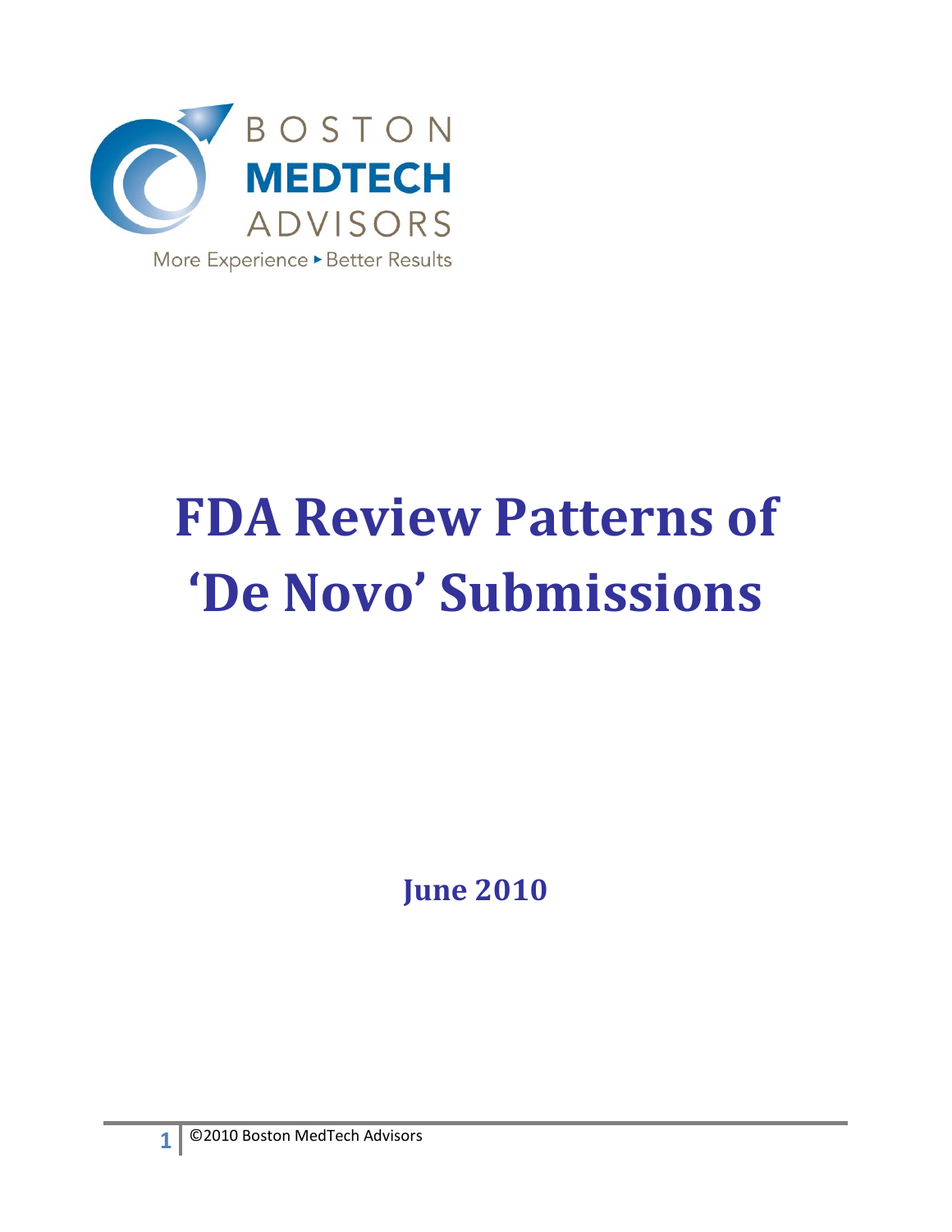BOSTON
MEDTECH
ADVISORS
More Experience ▸ Better Results

# FDA Review Patterns of 'De Novo' Submissions

**June 2010**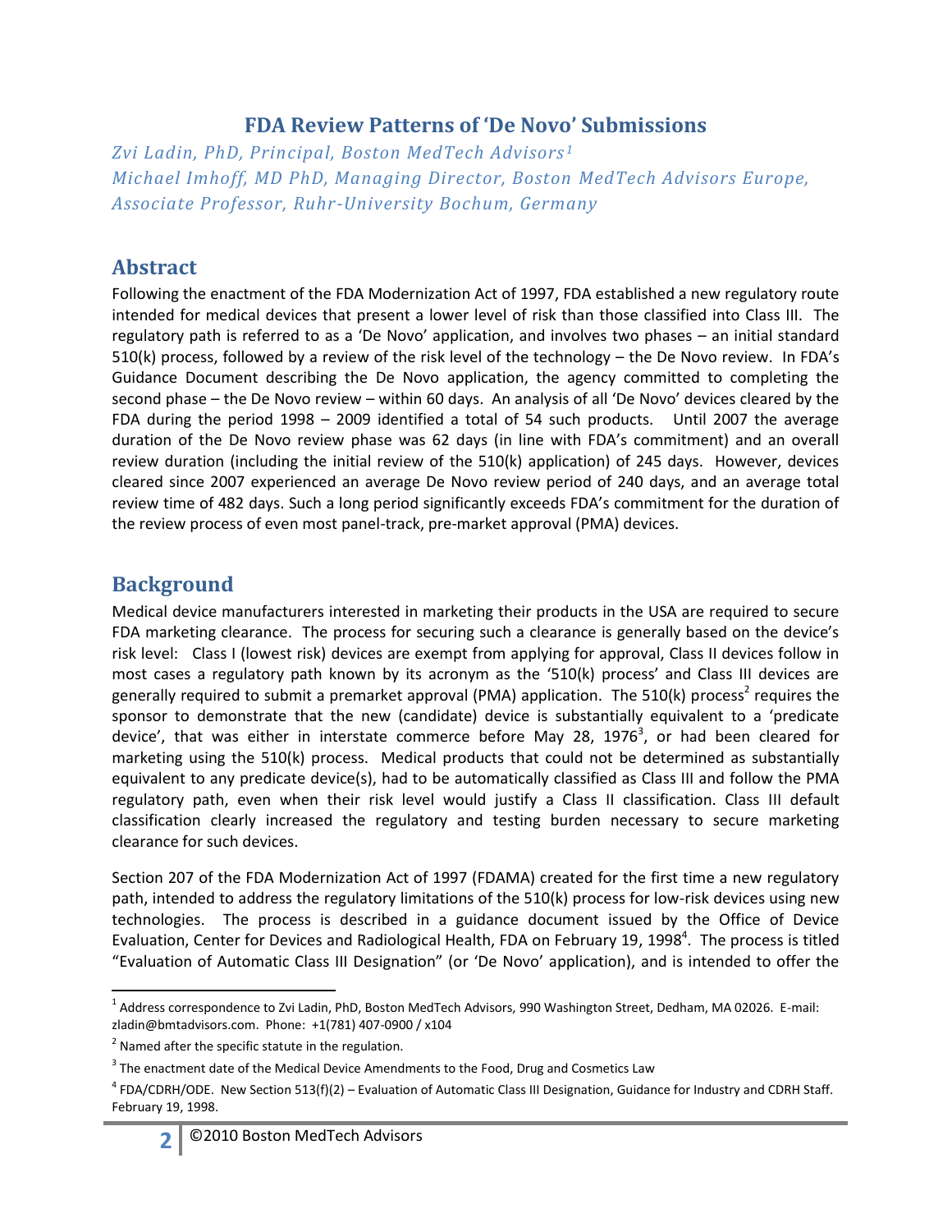# FDA Review Patterns of 'De Novo' Submissions

*Zvi Ladin, PhD, Principal, Boston MedTech Advisors*[1]

*Michael Imhoff, MD PhD, Managing Director, Boston MedTech Advisors Europe, Associate Professor, Ruhr-University Bochum, Germany*

## Abstract

Following the enactment of the FDA Modernization Act of 1997, FDA established a new regulatory route intended for medical devices that present a lower level of risk than those classified into Class III. The regulatory path is referred to as a 'De Novo' application, and involves two phases – an initial standard 510(k) process, followed by a review of the risk level of the technology – the De Novo review. In FDA's Guidance Document describing the De Novo application, the agency committed to completing the second phase – the De Novo review – within 60 days. An analysis of all 'De Novo' devices cleared by the FDA during the period 1998 – 2009 identified a total of 54 such products. Until 2007 the average duration of the De Novo review phase was 62 days (in line with FDA's commitment) and an overall review duration (including the initial review of the 510(k) application) of 245 days. However, devices cleared since 2007 experienced an average De Novo review period of 240 days, and an average total review time of 482 days. Such a long period significantly exceeds FDA's commitment for the duration of the review process of even most panel-track, pre-market approval (PMA) devices.

## Background

Medical device manufacturers interested in marketing their products in the USA are required to secure FDA marketing clearance. The process for securing such a clearance is generally based on the device's risk level: Class I (lowest risk) devices are exempt from applying for approval, Class II devices follow in most cases a regulatory path known by its acronym as the '510(k) process' and Class III devices are generally required to submit a premarket approval (PMA) application. The 510(k) process[2] requires the sponsor to demonstrate that the new (candidate) device is substantially equivalent to a 'predicate device', that was either in interstate commerce before May 28, 1976[3], or had been cleared for marketing using the 510(k) process. Medical products that could not be determined as substantially equivalent to any predicate device(s), had to be automatically classified as Class III and follow the PMA regulatory path, even when their risk level would justify a Class II classification. Class III default classification clearly increased the regulatory and testing burden necessary to secure marketing clearance for such devices.

Section 207 of the FDA Modernization Act of 1997 (FDAMA) created for the first time a new regulatory path, intended to address the regulatory limitations of the 510(k) process for low-risk devices using new technologies. The process is described in a guidance document issued by the Office of Device Evaluation, Center for Devices and Radiological Health, FDA on February 19, 1998[4]. The process is titled "Evaluation of Automatic Class III Designation" (or 'De Novo' application), and is intended to offer the

---

[1] Address correspondence to Zvi Ladin, PhD, Boston MedTech Advisors, 990 Washington Street, Dedham, MA 02026. E-mail: zladin@bmtadvisors.com. Phone: +1(781) 407-0900 / x104

[2] Named after the specific statute in the regulation.

[3] The enactment date of the Medical Device Amendments to the Food, Drug and Cosmetics Law

[4] FDA/CDRH/ODE. New Section 513(f)(2) – Evaluation of Automatic Class III Designation, Guidance for Industry and CDRH Staff. February 19, 1998.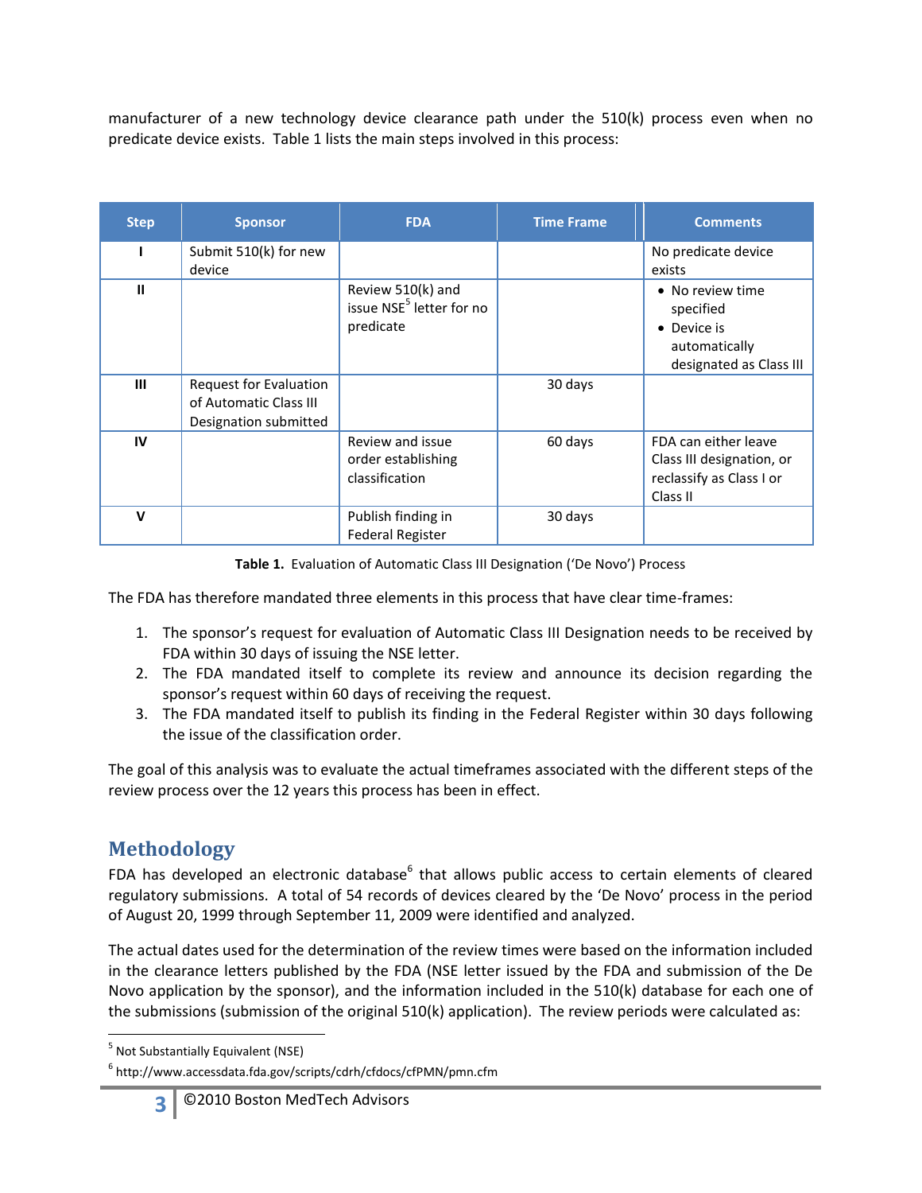manufacturer of a new technology device clearance path under the 510(k) process even when no predicate device exists. Table 1 lists the main steps involved in this process:

| Step | Sponsor | FDA | Time Frame | Comments |
|---|---|---|---|---|
| I | Submit 510(k) for new device | | | No predicate device exists |
| II | | Review 510(k) and issue NSE[5] letter for no predicate | | • No review time specified<br>• Device is automatically designated as Class III |
| III | Request for Evaluation of Automatic Class III Designation submitted | | 30 days | |
| IV | | Review and issue order establishing classification | 60 days | FDA can either leave Class III designation, or reclassify as Class I or Class II |
| V | | Publish finding in Federal Register | 30 days | |

**Table 1.** Evaluation of Automatic Class III Designation ('De Novo') Process

The FDA has therefore mandated three elements in this process that have clear time-frames:

1. The sponsor's request for evaluation of Automatic Class III Designation needs to be received by FDA within 30 days of issuing the NSE letter.
2. The FDA mandated itself to complete its review and announce its decision regarding the sponsor's request within 60 days of receiving the request.
3. The FDA mandated itself to publish its finding in the Federal Register within 30 days following the issue of the classification order.

The goal of this analysis was to evaluate the actual timeframes associated with the different steps of the review process over the 12 years this process has been in effect.

## Methodology

FDA has developed an electronic database[6] that allows public access to certain elements of cleared regulatory submissions. A total of 54 records of devices cleared by the 'De Novo' process in the period of August 20, 1999 through September 11, 2009 were identified and analyzed.

The actual dates used for the determination of the review times were based on the information included in the clearance letters published by the FDA (NSE letter issued by the FDA and submission of the De Novo application by the sponsor), and the information included in the 510(k) database for each one of the submissions (submission of the original 510(k) application). The review periods were calculated as:

[5] Not Substantially Equivalent (NSE)

[6] http://www.accessdata.fda.gov/scripts/cdrh/cfdocs/cfPMN/pmn.cfm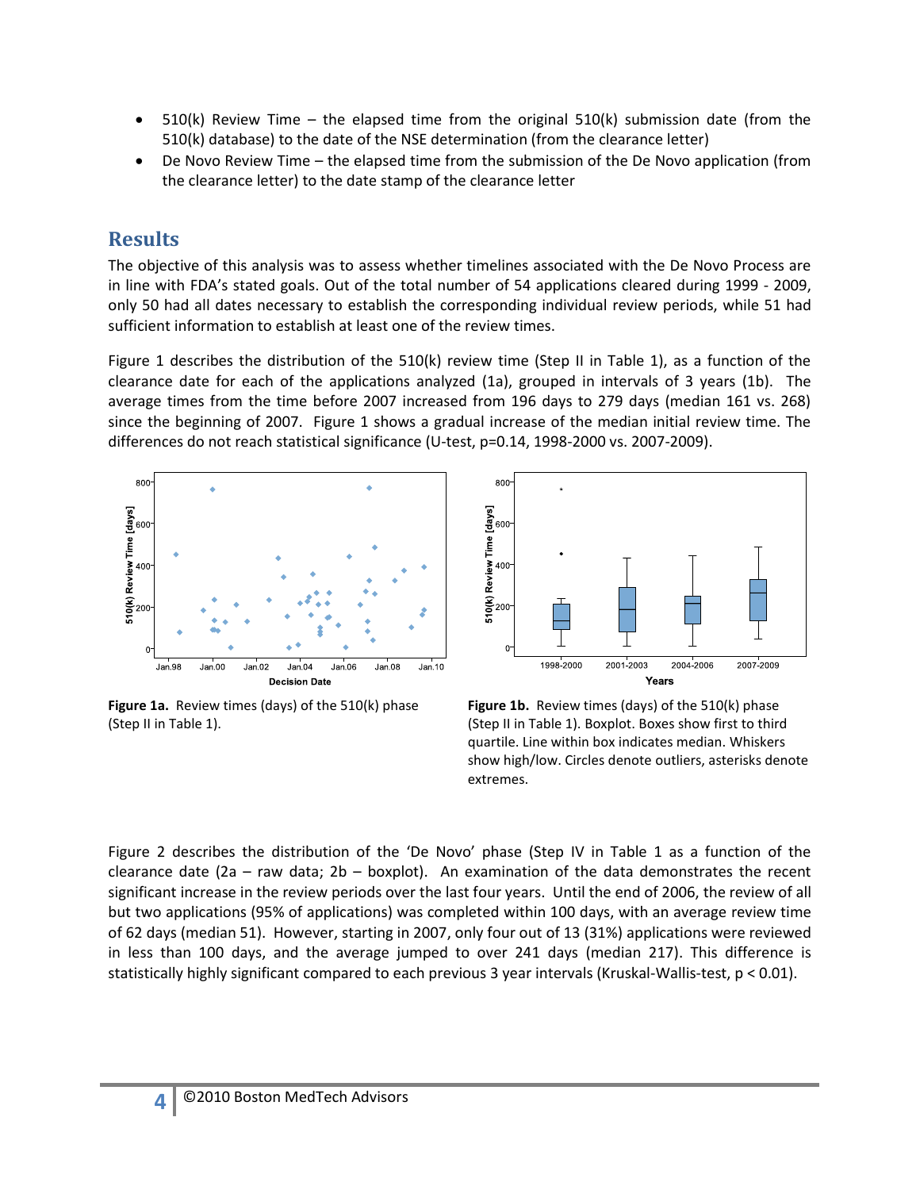- 510(k) Review Time – the elapsed time from the original 510(k) submission date (from the 510(k) database) to the date of the NSE determination (from the clearance letter)
- De Novo Review Time – the elapsed time from the submission of the De Novo application (from the clearance letter) to the date stamp of the clearance letter

## Results

The objective of this analysis was to assess whether timelines associated with the De Novo Process are in line with FDA's stated goals. Out of the total number of 54 applications cleared during 1999 - 2009, only 50 had all dates necessary to establish the corresponding individual review periods, while 51 had sufficient information to establish at least one of the review times.

Figure 1 describes the distribution of the 510(k) review time (Step II in Table 1), as a function of the clearance date for each of the applications analyzed (1a), grouped in intervals of 3 years (1b). The average times from the time before 2007 increased from 196 days to 279 days (median 161 vs. 268) since the beginning of 2007. Figure 1 shows a gradual increase of the median initial review time. The differences do not reach statistical significance (U-test, $p=0.14$, 1998-2000 vs. 2007-2009).

**Figure 1a.** Review times (days) of the 510(k) phase (Step II in Table 1).

**Figure 1b.** Review times (days) of the 510(k) phase (Step II in Table 1). Boxplot. Boxes show first to third quartile. Line within box indicates median. Whiskers show high/low. Circles denote outliers, asterisks denote extremes.

Figure 2 describes the distribution of the 'De Novo' phase (Step IV in Table 1 as a function of the clearance date (2a – raw data; 2b – boxplot). An examination of the data demonstrates the recent significant increase in the review periods over the last four years. Until the end of 2006, the review of all but two applications (95% of applications) was completed within 100 days, with an average review time of 62 days (median 51). However, starting in 2007, only four out of 13 (31%) applications were reviewed in less than 100 days, and the average jumped to over 241 days (median 217). This difference is statistically highly significant compared to each previous 3 year intervals (Kruskal-Wallis-test, $p < 0.01$).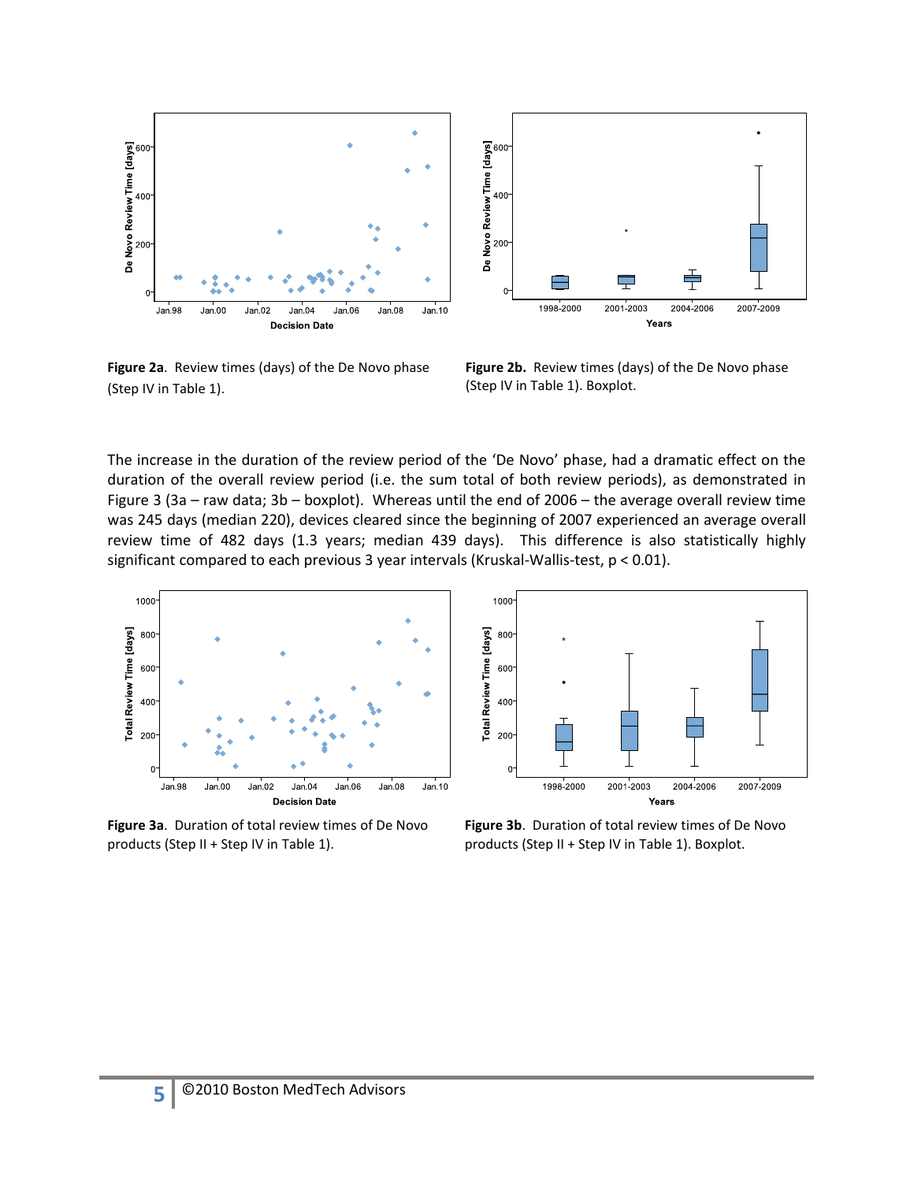Figure 2a. Review times (days) of the De Novo phase (Step IV in Table 1).

Figure 2b. Review times (days) of the De Novo phase (Step IV in Table 1). Boxplot.

The increase in the duration of the review period of the 'De Novo' phase, had a dramatic effect on the duration of the overall review period (i.e. the sum total of both review periods), as demonstrated in Figure 3 (3a – raw data; 3b – boxplot). Whereas until the end of 2006 – the average overall review time was 245 days (median 220), devices cleared since the beginning of 2007 experienced an average overall review time of 482 days (1.3 years; median 439 days). This difference is also statistically highly significant compared to each previous 3 year intervals (Kruskal-Wallis-test, $p < 0.01$).

Figure 3a. Duration of total review times of De Novo products (Step II + Step IV in Table 1).

Figure 3b. Duration of total review times of De Novo products (Step II + Step IV in Table 1). Boxplot.

©2010 Boston MedTech Advisors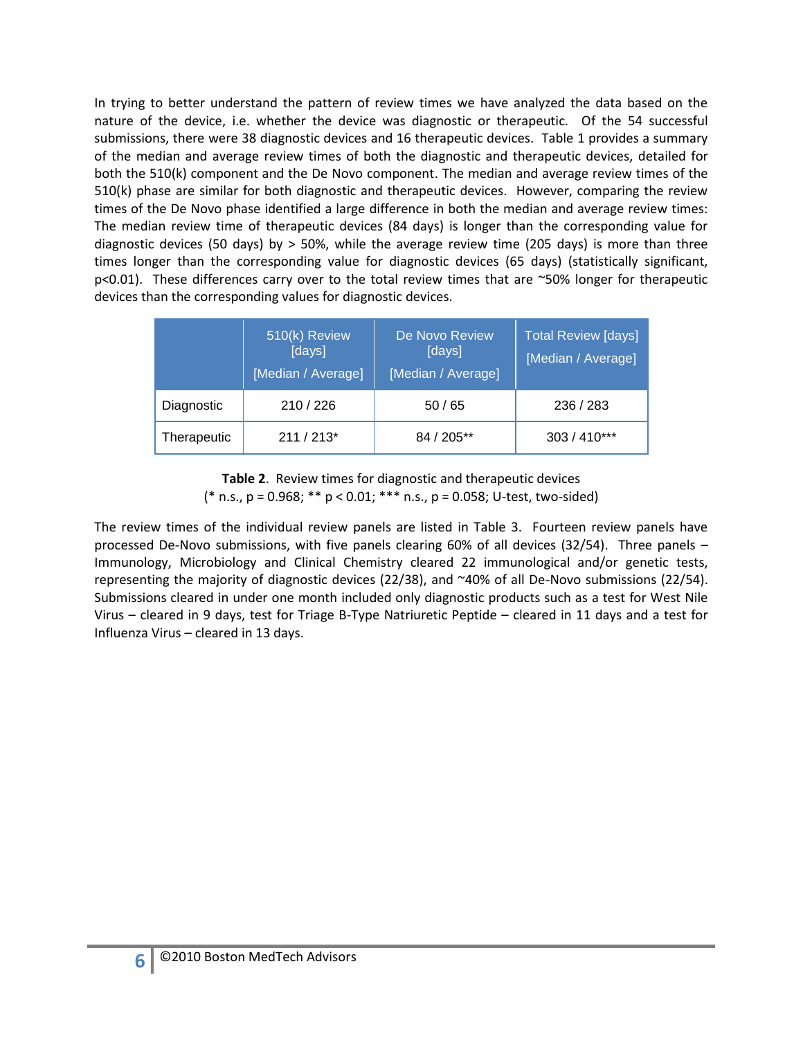In trying to better understand the pattern of review times we have analyzed the data based on the nature of the device, i.e. whether the device was diagnostic or therapeutic. Of the 54 successful submissions, there were 38 diagnostic devices and 16 therapeutic devices. Table 1 provides a summary of the median and average review times of both the diagnostic and therapeutic devices, detailed for both the 510(k) component and the De Novo component. The median and average review times of the 510(k) phase are similar for both diagnostic and therapeutic devices. However, comparing the review times of the De Novo phase identified a large difference in both the median and average review times: The median review time of therapeutic devices (84 days) is longer than the corresponding value for diagnostic devices (50 days) by > 50%, while the average review time (205 days) is more than three times longer than the corresponding value for diagnostic devices (65 days) (statistically significant, $p<0.01$). These differences carry over to the total review times that are ~50% longer for therapeutic devices than the corresponding values for diagnostic devices.

| | 510(k) Review [days] [Median / Average] | De Novo Review [days] [Median / Average] | Total Review [days] [Median / Average] |
|---|---|---|---|
| Diagnostic | 210 / 226 | 50 / 65 | 236 / 283 |
| Therapeutic | 211 / 213* | 84 / 205** | 303 / 410*** |

**Table 2**. Review times for diagnostic and therapeutic devices
(* n.s., $p = 0.968$; ** $p < 0.01$; *** n.s., $p = 0.058$; U-test, two-sided)

The review times of the individual review panels are listed in Table 3. Fourteen review panels have processed De-Novo submissions, with five panels clearing 60% of all devices (32/54). Three panels – Immunology, Microbiology and Clinical Chemistry cleared 22 immunological and/or genetic tests, representing the majority of diagnostic devices (22/38), and ~40% of all De-Novo submissions (22/54). Submissions cleared in under one month included only diagnostic products such as a test for West Nile Virus – cleared in 9 days, test for Triage B-Type Natriuretic Peptide – cleared in 11 days and a test for Influenza Virus – cleared in 13 days.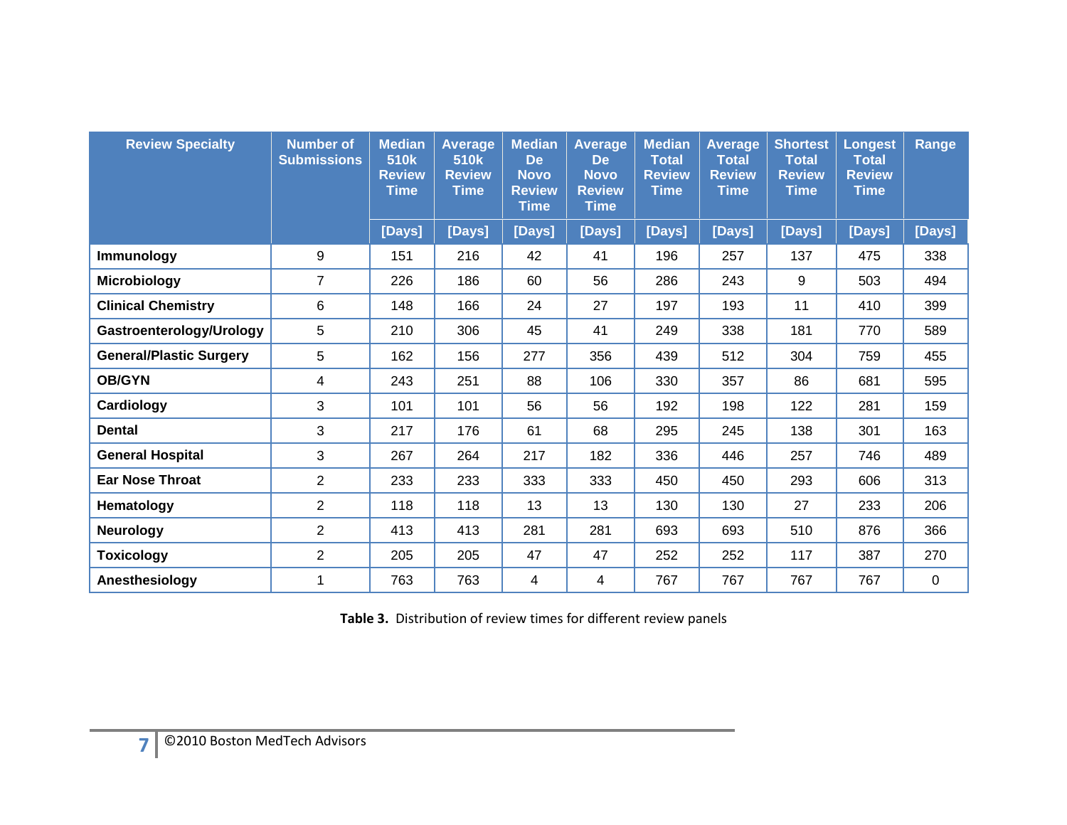| Review Specialty | Number of Submissions | Median 510k Review Time | Average 510k Review Time | Median De Novo Review Time | Average De Novo Review Time | Median Total Review Time | Average Total Review Time | Shortest Total Review Time | Longest Total Review Time | Range |
|---|---|---|---|---|---|---|---|---|---|---|
| | | [Days] | [Days] | [Days] | [Days] | [Days] | [Days] | [Days] | [Days] | [Days] |
| **Immunology** | 9 | 151 | 216 | 42 | 41 | 196 | 257 | 137 | 475 | 338 |
| **Microbiology** | 7 | 226 | 186 | 60 | 56 | 286 | 243 | 9 | 503 | 494 |
| **Clinical Chemistry** | 6 | 148 | 166 | 24 | 27 | 197 | 193 | 11 | 410 | 399 |
| **Gastroenterology/Urology** | 5 | 210 | 306 | 45 | 41 | 249 | 338 | 181 | 770 | 589 |
| **General/Plastic Surgery** | 5 | 162 | 156 | 277 | 356 | 439 | 512 | 304 | 759 | 455 |
| **OB/GYN** | 4 | 243 | 251 | 88 | 106 | 330 | 357 | 86 | 681 | 595 |
| **Cardiology** | 3 | 101 | 101 | 56 | 56 | 192 | 198 | 122 | 281 | 159 |
| **Dental** | 3 | 217 | 176 | 61 | 68 | 295 | 245 | 138 | 301 | 163 |
| **General Hospital** | 3 | 267 | 264 | 217 | 182 | 336 | 446 | 257 | 746 | 489 |
| **Ear Nose Throat** | 2 | 233 | 233 | 333 | 333 | 450 | 450 | 293 | 606 | 313 |
| **Hematology** | 2 | 118 | 118 | 13 | 13 | 130 | 130 | 27 | 233 | 206 |
| **Neurology** | 2 | 413 | 413 | 281 | 281 | 693 | 693 | 510 | 876 | 366 |
| **Toxicology** | 2 | 205 | 205 | 47 | 47 | 252 | 252 | 117 | 387 | 270 |
| **Anesthesiology** | 1 | 763 | 763 | 4 | 4 | 767 | 767 | 767 | 767 | 0 |

**Table 3.** Distribution of review times for different review panels

©2010 Boston MedTech Advisors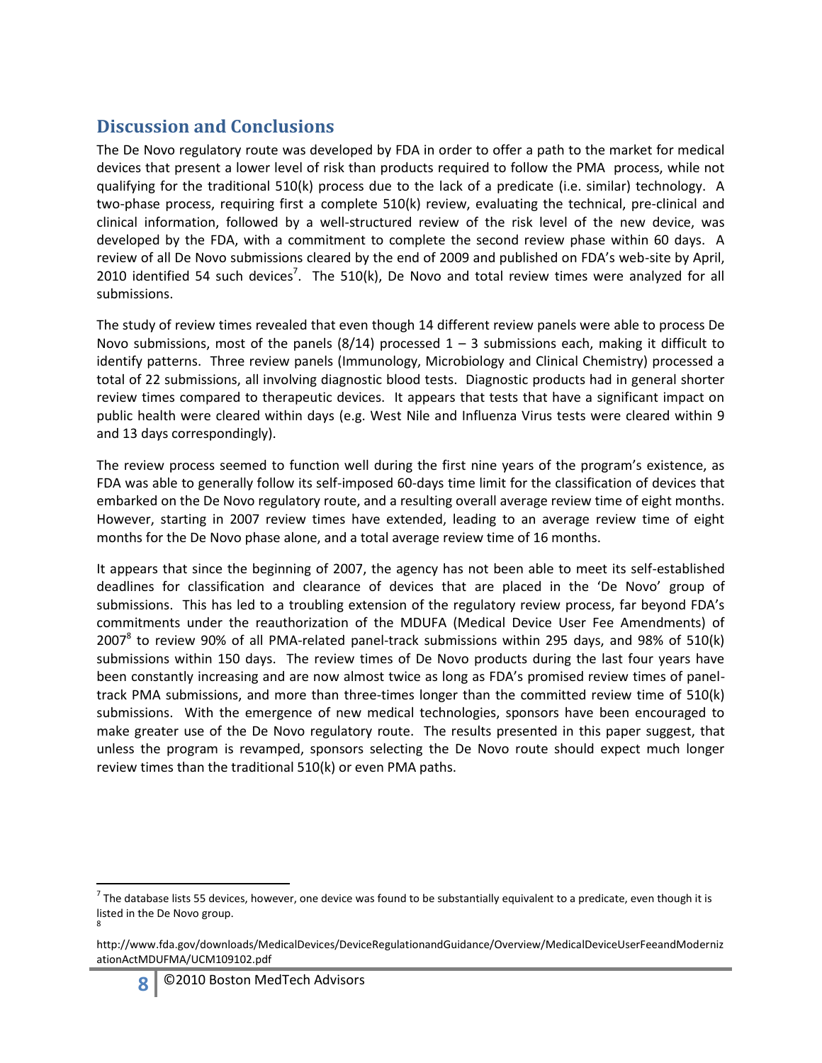## Discussion and Conclusions

The De Novo regulatory route was developed by FDA in order to offer a path to the market for medical devices that present a lower level of risk than products required to follow the PMA process, while not qualifying for the traditional 510(k) process due to the lack of a predicate (i.e. similar) technology. A two-phase process, requiring first a complete 510(k) review, evaluating the technical, pre-clinical and clinical information, followed by a well-structured review of the risk level of the new device, was developed by the FDA, with a commitment to complete the second review phase within 60 days. A review of all De Novo submissions cleared by the end of 2009 and published on FDA's web-site by April, 2010 identified 54 such devices[7]. The 510(k), De Novo and total review times were analyzed for all submissions.

The study of review times revealed that even though 14 different review panels were able to process De Novo submissions, most of the panels (8/14) processed 1 – 3 submissions each, making it difficult to identify patterns. Three review panels (Immunology, Microbiology and Clinical Chemistry) processed a total of 22 submissions, all involving diagnostic blood tests. Diagnostic products had in general shorter review times compared to therapeutic devices. It appears that tests that have a significant impact on public health were cleared within days (e.g. West Nile and Influenza Virus tests were cleared within 9 and 13 days correspondingly).

The review process seemed to function well during the first nine years of the program's existence, as FDA was able to generally follow its self-imposed 60-days time limit for the classification of devices that embarked on the De Novo regulatory route, and a resulting overall average review time of eight months. However, starting in 2007 review times have extended, leading to an average review time of eight months for the De Novo phase alone, and a total average review time of 16 months.

It appears that since the beginning of 2007, the agency has not been able to meet its self-established deadlines for classification and clearance of devices that are placed in the 'De Novo' group of submissions. This has led to a troubling extension of the regulatory review process, far beyond FDA's commitments under the reauthorization of the MDUFA (Medical Device User Fee Amendments) of 2007[8] to review 90% of all PMA-related panel-track submissions within 295 days, and 98% of 510(k) submissions within 150 days. The review times of De Novo products during the last four years have been constantly increasing and are now almost twice as long as FDA's promised review times of panel-track PMA submissions, and more than three-times longer than the committed review time of 510(k) submissions. With the emergence of new medical technologies, sponsors have been encouraged to make greater use of the De Novo regulatory route. The results presented in this paper suggest, that unless the program is revamped, sponsors selecting the De Novo route should expect much longer review times than the traditional 510(k) or even PMA paths.

---

[7] The database lists 55 devices, however, one device was found to be substantially equivalent to a predicate, even though it is listed in the De Novo group.

[8] http://www.fda.gov/downloads/MedicalDevices/DeviceRegulationandGuidance/Overview/MedicalDeviceUserFeeandModernizationActMDUFMA/UCM109102.pdf

©2010 Boston MedTech Advisors